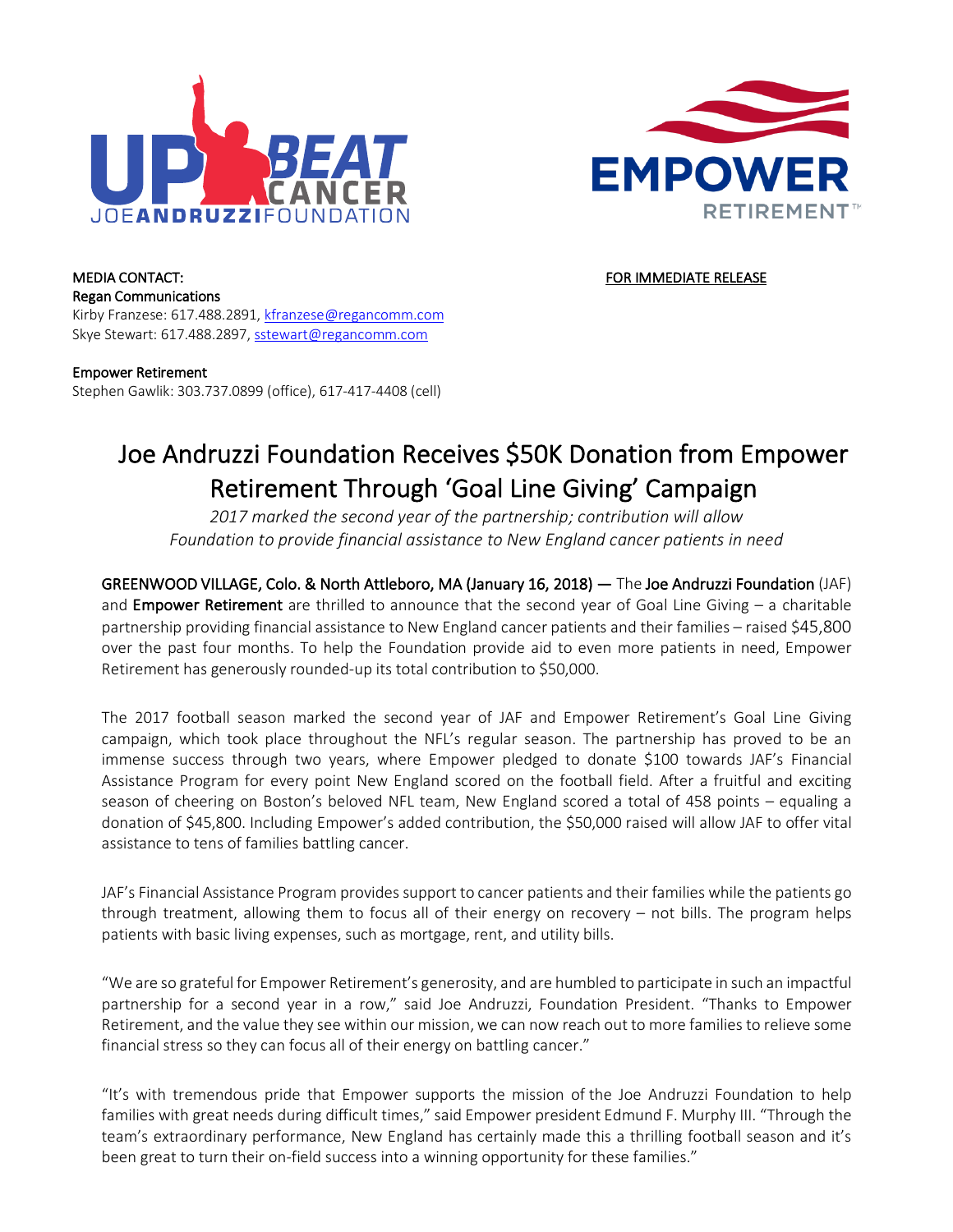**MEDIA CONTACT:**

**Regan Communications**

Kirby Franzese: 617.488.2891, kfranzese@regancomm.com

Skye Stewart: 617.488.2897, sstewart@regancomm.com

**FOR IMMEDIATE RELEASE**

**Empower Retirement**

Stephen Gawlik: 303.737.0899 (office), 617-417-4408 (cell)

# Joe Andruzzi Foundation Receives $50K Donation from Empower Retirement Through 'Goal Line Giving' Campaign

*2017 marked the second year of the partnership; contribution will allow Foundation to provide financial assistance to New England cancer patients in need*

**GREENWOOD VILLAGE, Colo. & North Attleboro, MA (January 16, 2018) —** The **Joe Andruzzi Foundation** (JAF) and **Empower Retirement** are thrilled to announce that the second year of Goal Line Giving – a charitable partnership providing financial assistance to New England cancer patients and their families – raised $45,800 over the past four months. To help the Foundation provide aid to even more patients in need, Empower Retirement has generously rounded-up its total contribution to $50,000.

The 2017 football season marked the second year of JAF and Empower Retirement's Goal Line Giving campaign, which took place throughout the NFL's regular season. The partnership has proved to be an immense success through two years, where Empower pledged to donate $100 towards JAF's Financial Assistance Program for every point New England scored on the football field. After a fruitful and exciting season of cheering on Boston's beloved NFL team, New England scored a total of 458 points – equaling a donation of $45,800. Including Empower's added contribution, the $50,000 raised will allow JAF to offer vital assistance to tens of families battling cancer.

JAF's Financial Assistance Program provides support to cancer patients and their families while the patients go through treatment, allowing them to focus all of their energy on recovery – not bills. The program helps patients with basic living expenses, such as mortgage, rent, and utility bills.

"We are so grateful for Empower Retirement's generosity, and are humbled to participate in such an impactful partnership for a second year in a row," said Joe Andruzzi, Foundation President. "Thanks to Empower Retirement, and the value they see within our mission, we can now reach out to more families to relieve some financial stress so they can focus all of their energy on battling cancer."

"It's with tremendous pride that Empower supports the mission of the Joe Andruzzi Foundation to help families with great needs during difficult times," said Empower president Edmund F. Murphy III. "Through the team's extraordinary performance, New England has certainly made this a thrilling football season and it's been great to turn their on-field success into a winning opportunity for these families."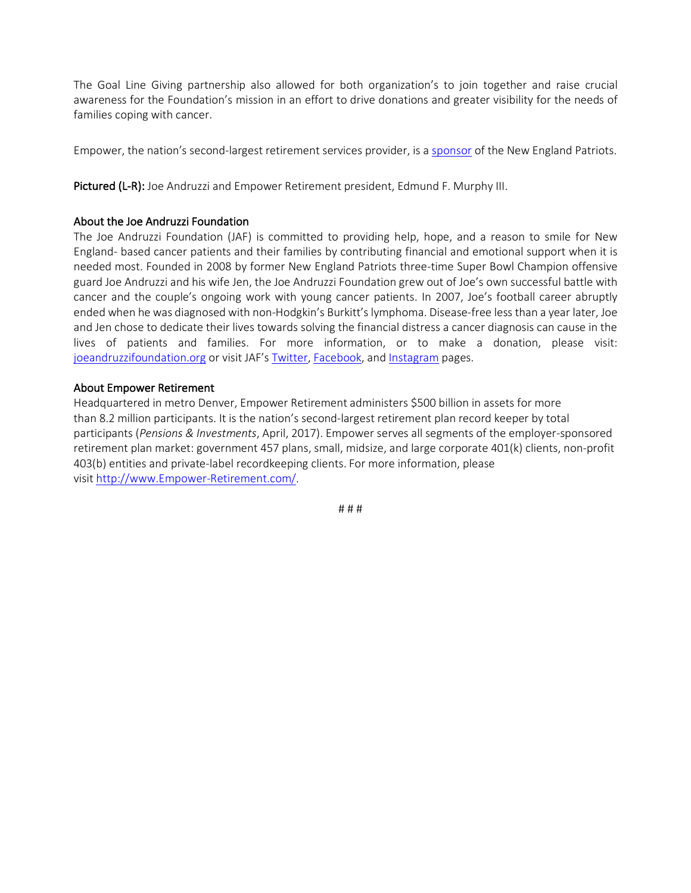The Goal Line Giving partnership also allowed for both organization's to join together and raise crucial awareness for the Foundation's mission in an effort to drive donations and greater visibility for the needs of families coping with cancer.

Empower, the nation's second-largest retirement services provider, is a sponsor of the New England Patriots.

**Pictured (L-R):** Joe Andruzzi and Empower Retirement president, Edmund F. Murphy III.

**About the Joe Andruzzi Foundation**

The Joe Andruzzi Foundation (JAF) is committed to providing help, hope, and a reason to smile for New England- based cancer patients and their families by contributing financial and emotional support when it is needed most. Founded in 2008 by former New England Patriots three-time Super Bowl Champion offensive guard Joe Andruzzi and his wife Jen, the Joe Andruzzi Foundation grew out of Joe's own successful battle with cancer and the couple's ongoing work with young cancer patients. In 2007, Joe's football career abruptly ended when he was diagnosed with non-Hodgkin's Burkitt's lymphoma. Disease-free less than a year later, Joe and Jen chose to dedicate their lives towards solving the financial distress a cancer diagnosis can cause in the lives of patients and families. For more information, or to make a donation, please visit: joeandruzzifoundation.org or visit JAF's Twitter, Facebook, and Instagram pages.

**About Empower Retirement**

Headquartered in metro Denver, Empower Retirement administers $500 billion in assets for more than 8.2 million participants. It is the nation's second-largest retirement plan record keeper by total participants (*Pensions & Investments*, April, 2017). Empower serves all segments of the employer-sponsored retirement plan market: government 457 plans, small, midsize, and large corporate 401(k) clients, non-profit 403(b) entities and private-label recordkeeping clients. For more information, please visit http://www.Empower-Retirement.com/.

# # #